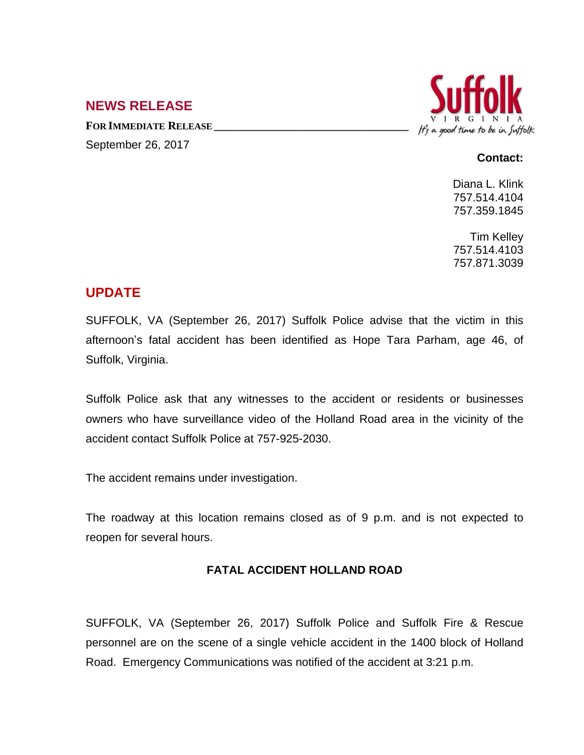## NEWS RELEASE

**FOR IMMEDIATE RELEASE**

September 26, 2017

Suffolk
VIRGINIA
It's a good time to be in Suffolk

**Contact:**

Diana L. Klink
757.514.4104
757.359.1845

Tim Kelley
757.514.4103
757.871.3039

## UPDATE

SUFFOLK, VA (September 26, 2017) Suffolk Police advise that the victim in this afternoon's fatal accident has been identified as Hope Tara Parham, age 46, of Suffolk, Virginia.

Suffolk Police ask that any witnesses to the accident or residents or businesses owners who have surveillance video of the Holland Road area in the vicinity of the accident contact Suffolk Police at 757-925-2030.

The accident remains under investigation.

The roadway at this location remains closed as of 9 p.m. and is not expected to reopen for several hours.

### FATAL ACCIDENT HOLLAND ROAD

SUFFOLK, VA (September 26, 2017) Suffolk Police and Suffolk Fire & Rescue personnel are on the scene of a single vehicle accident in the 1400 block of Holland Road. Emergency Communications was notified of the accident at 3:21 p.m.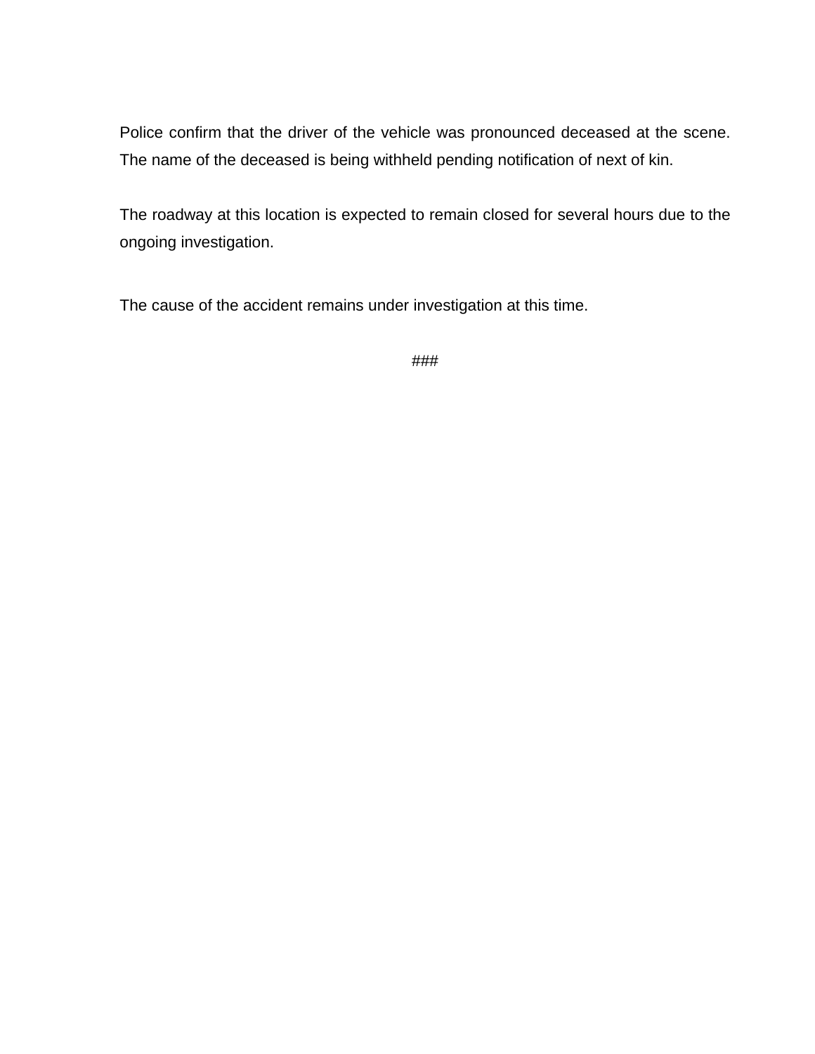Police confirm that the driver of the vehicle was pronounced deceased at the scene. The name of the deceased is being withheld pending notification of next of kin.

The roadway at this location is expected to remain closed for several hours due to the ongoing investigation.

The cause of the accident remains under investigation at this time.

###